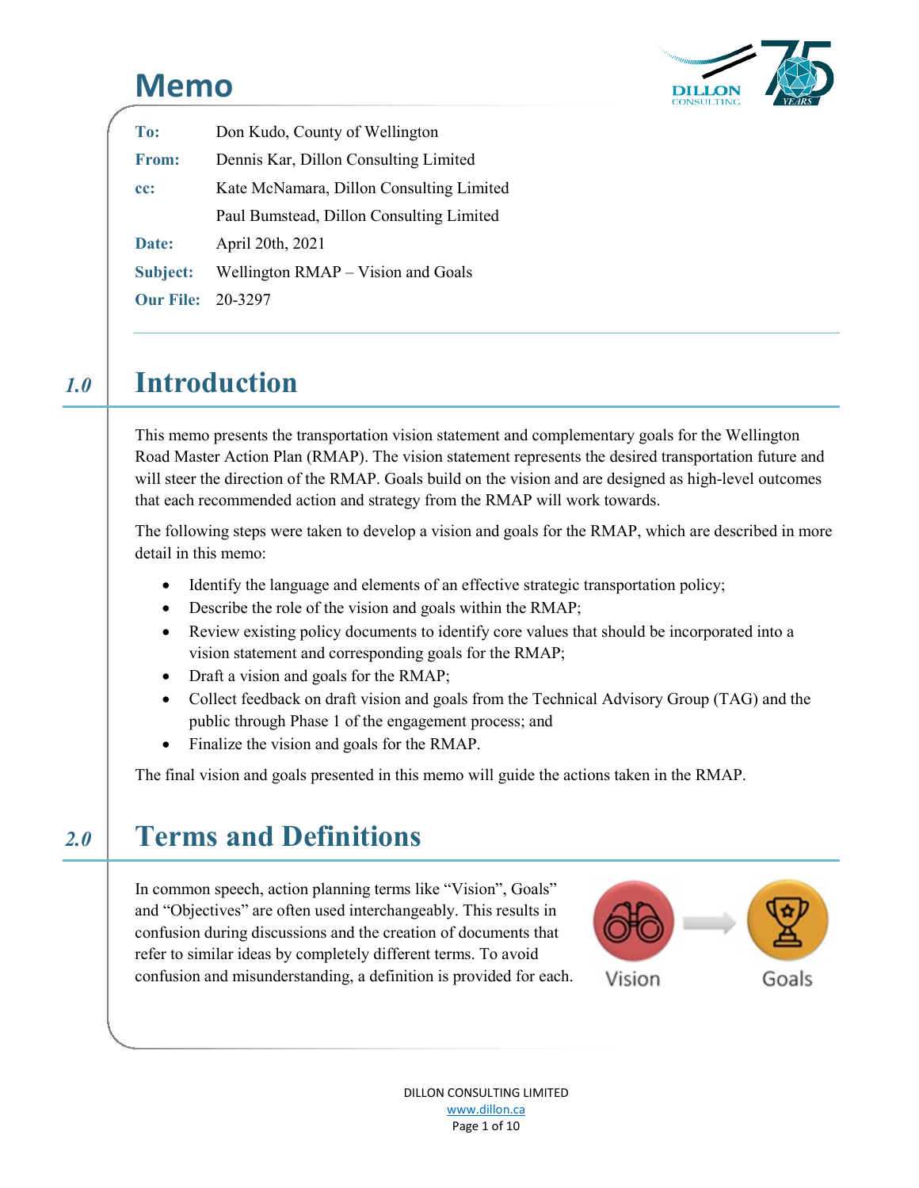# Memo

| | |
|---|---|
| **To:** | Don Kudo, County of Wellington |
| **From:** | Dennis Kar, Dillon Consulting Limited |
| **cc:** | Kate McNamara, Dillon Consulting Limited |
| | Paul Bumstead, Dillon Consulting Limited |
| **Date:** | April 20th, 2021 |
| **Subject:** | Wellington RMAP – Vision and Goals |
| **Our File:** | 20-3297 |

## 1.0 Introduction

This memo presents the transportation vision statement and complementary goals for the Wellington Road Master Action Plan (RMAP). The vision statement represents the desired transportation future and will steer the direction of the RMAP. Goals build on the vision and are designed as high-level outcomes that each recommended action and strategy from the RMAP will work towards.

The following steps were taken to develop a vision and goals for the RMAP, which are described in more detail in this memo:

- Identify the language and elements of an effective strategic transportation policy;
- Describe the role of the vision and goals within the RMAP;
- Review existing policy documents to identify core values that should be incorporated into a vision statement and corresponding goals for the RMAP;
- Draft a vision and goals for the RMAP;
- Collect feedback on draft vision and goals from the Technical Advisory Group (TAG) and the public through Phase 1 of the engagement process; and
- Finalize the vision and goals for the RMAP.

The final vision and goals presented in this memo will guide the actions taken in the RMAP.

## 2.0 Terms and Definitions

In common speech, action planning terms like "Vision", Goals" and "Objectives" are often used interchangeably. This results in confusion during discussions and the creation of documents that refer to similar ideas by completely different terms. To avoid confusion and misunderstanding, a definition is provided for each.

Vision → Goals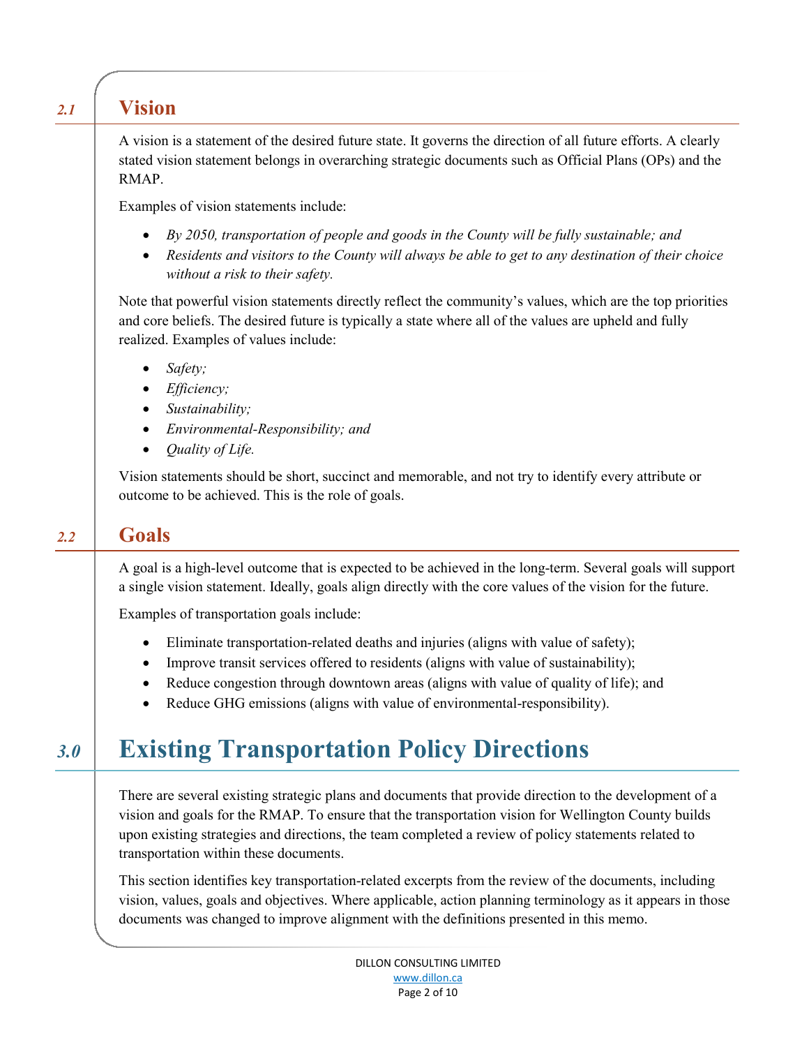## 2.1 Vision

A vision is a statement of the desired future state. It governs the direction of all future efforts. A clearly stated vision statement belongs in overarching strategic documents such as Official Plans (OPs) and the RMAP.

Examples of vision statements include:

- *By 2050, transportation of people and goods in the County will be fully sustainable; and*
- *Residents and visitors to the County will always be able to get to any destination of their choice without a risk to their safety.*

Note that powerful vision statements directly reflect the community's values, which are the top priorities and core beliefs. The desired future is typically a state where all of the values are upheld and fully realized. Examples of values include:

- *Safety;*
- *Efficiency;*
- *Sustainability;*
- *Environmental-Responsibility; and*
- *Quality of Life.*

Vision statements should be short, succinct and memorable, and not try to identify every attribute or outcome to be achieved. This is the role of goals.

## 2.2 Goals

A goal is a high-level outcome that is expected to be achieved in the long-term. Several goals will support a single vision statement. Ideally, goals align directly with the core values of the vision for the future.

Examples of transportation goals include:

- Eliminate transportation-related deaths and injuries (aligns with value of safety);
- Improve transit services offered to residents (aligns with value of sustainability);
- Reduce congestion through downtown areas (aligns with value of quality of life); and
- Reduce GHG emissions (aligns with value of environmental-responsibility).

# 3.0 Existing Transportation Policy Directions

There are several existing strategic plans and documents that provide direction to the development of a vision and goals for the RMAP. To ensure that the transportation vision for Wellington County builds upon existing strategies and directions, the team completed a review of policy statements related to transportation within these documents.

This section identifies key transportation-related excerpts from the review of the documents, including vision, values, goals and objectives. Where applicable, action planning terminology as it appears in those documents was changed to improve alignment with the definitions presented in this memo.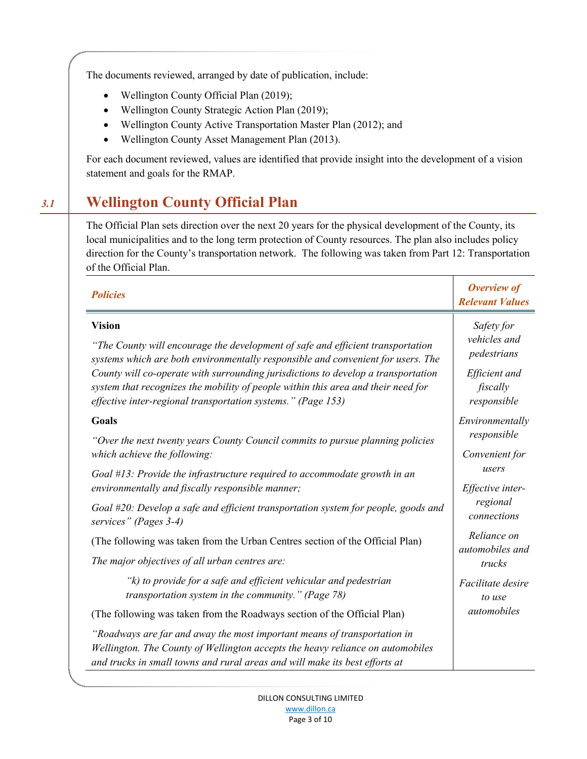The documents reviewed, arranged by date of publication, include:

- Wellington County Official Plan (2019);
- Wellington County Strategic Action Plan (2019);
- Wellington County Active Transportation Master Plan (2012); and
- Wellington County Asset Management Plan (2013).

For each document reviewed, values are identified that provide insight into the development of a vision statement and goals for the RMAP.

## 3.1 Wellington County Official Plan

The Official Plan sets direction over the next 20 years for the physical development of the County, its local municipalities and to the long term protection of County resources. The plan also includes policy direction for the County's transportation network. The following was taken from Part 12: Transportation of the Official Plan.

| *Policies* | *Overview of Relevant Values* |
|---|---|
| **Vision**<br><br>*"The County will encourage the development of safe and efficient transportation systems which are both environmentally responsible and convenient for users. The County will co-operate with surrounding jurisdictions to develop a transportation system that recognizes the mobility of people within this area and their need for effective inter-regional transportation systems." (Page 153)*<br><br>**Goals**<br><br>*"Over the next twenty years County Council commits to pursue planning policies which achieve the following:*<br><br>*Goal #13: Provide the infrastructure required to accommodate growth in an environmentally and fiscally responsible manner;*<br><br>*Goal #20: Develop a safe and efficient transportation system for people, goods and services" (Pages 3-4)*<br><br>(The following was taken from the Urban Centres section of the Official Plan)<br><br>*The major objectives of all urban centres are:*<br><br>*"k) to provide for a safe and efficient vehicular and pedestrian transportation system in the community." (Page 78)*<br><br>(The following was taken from the Roadways section of the Official Plan)<br><br>*"Roadways are far and away the most important means of transportation in Wellington. The County of Wellington accepts the heavy reliance on automobiles and trucks in small towns and rural areas and will make its best efforts at* | *Safety for vehicles and pedestrians*<br><br>*Efficient and fiscally responsible*<br><br>*Environmentally responsible*<br><br>*Convenient for users*<br><br>*Effective inter-regional connections*<br><br>*Reliance on automobiles and trucks*<br><br>*Facilitate desire to use automobiles* |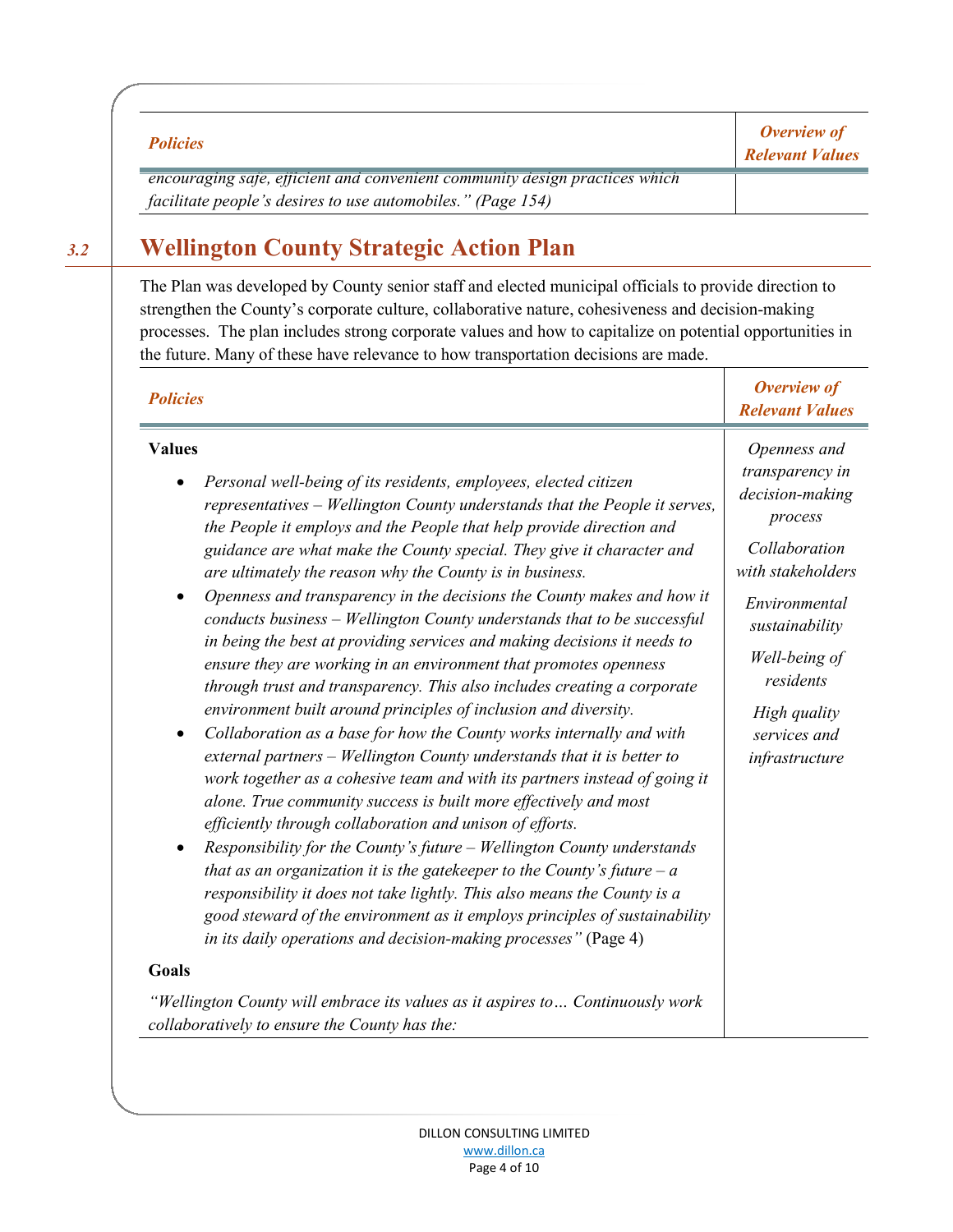| Policies | Overview of Relevant Values |
|---|---|
| *encouraging safe, efficient and convenient community design practices which facilitate people's desires to use automobiles." (Page 154)* | |

## 3.2 Wellington County Strategic Action Plan

The Plan was developed by County senior staff and elected municipal officials to provide direction to strengthen the County's corporate culture, collaborative nature, cohesiveness and decision-making processes. The plan includes strong corporate values and how to capitalize on potential opportunities in the future. Many of these have relevance to how transportation decisions are made.

| Policies | Overview of Relevant Values |
|---|---|
| **Values**<br><br>• *Personal well-being of its residents, employees, elected citizen representatives – Wellington County understands that the People it serves, the People it employs and the People that help provide direction and guidance are what make the County special. They give it character and are ultimately the reason why the County is in business.*<br>• *Openness and transparency in the decisions the County makes and how it conducts business – Wellington County understands that to be successful in being the best at providing services and making decisions it needs to ensure they are working in an environment that promotes openness through trust and transparency. This also includes creating a corporate environment built around principles of inclusion and diversity.*<br>• *Collaboration as a base for how the County works internally and with external partners – Wellington County understands that it is better to work together as a cohesive team and with its partners instead of going it alone. True community success is built more effectively and most efficiently through collaboration and unison of efforts.*<br>• *Responsibility for the County's future – Wellington County understands that as an organization it is the gatekeeper to the County's future – a responsibility it does not take lightly. This also means the County is a good steward of the environment as it employs principles of sustainability in its daily operations and decision-making processes"* (Page 4)<br><br>**Goals**<br><br>*"Wellington County will embrace its values as it aspires to… Continuously work collaboratively to ensure the County has the:* | *Openness and transparency in decision-making process*<br><br>*Collaboration with stakeholders*<br><br>*Environmental sustainability*<br><br>*Well-being of residents*<br><br>*High quality services and infrastructure* |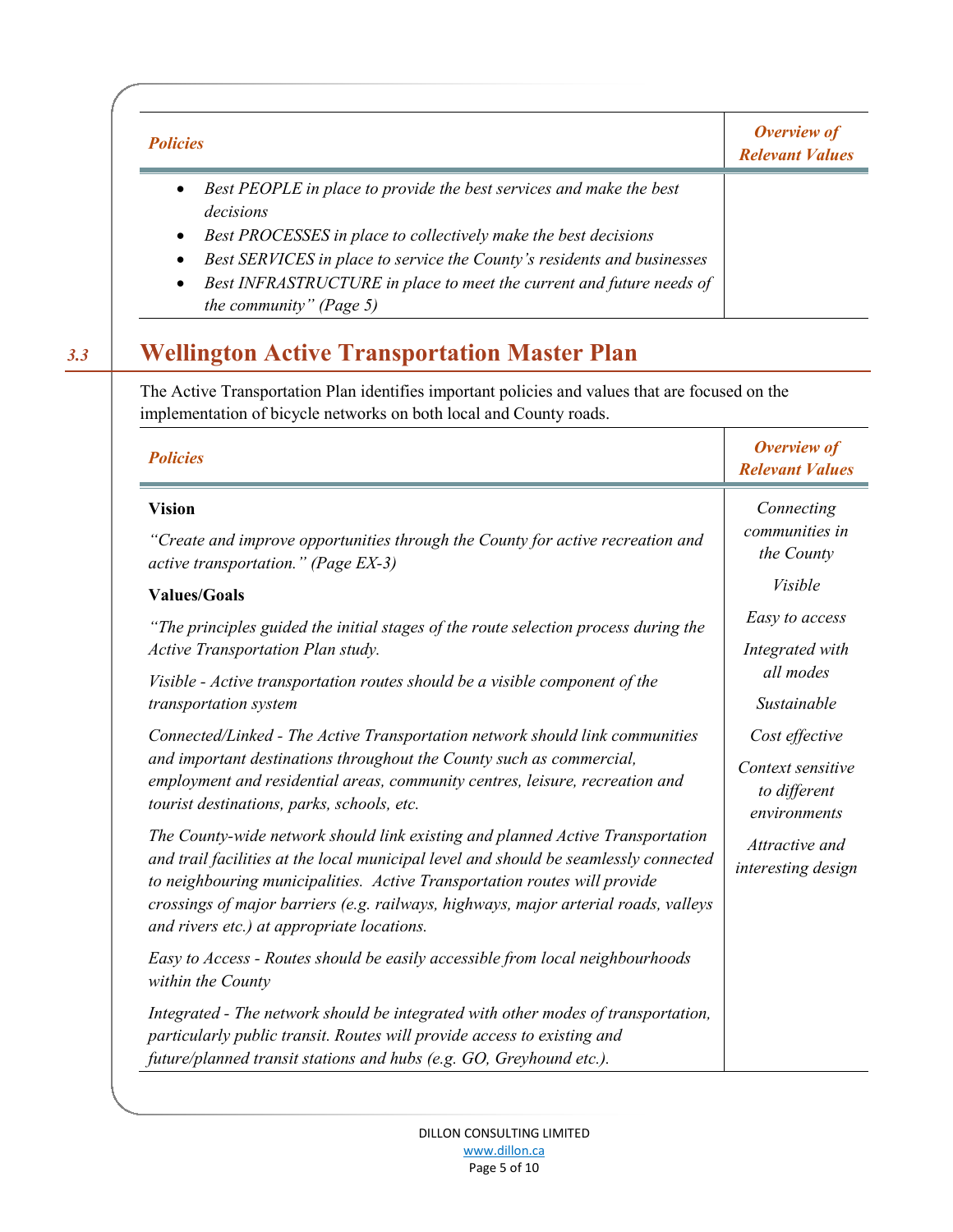| *Policies* | *Overview of Relevant Values* |
|---|---|
| • *Best PEOPLE in place to provide the best services and make the best decisions*<br>• *Best PROCESSES in place to collectively make the best decisions*<br>• *Best SERVICES in place to service the County's residents and businesses*<br>• *Best INFRASTRUCTURE in place to meet the current and future needs of the community" (Page 5)* | |

## 3.3 Wellington Active Transportation Master Plan

The Active Transportation Plan identifies important policies and values that are focused on the implementation of bicycle networks on both local and County roads.

| *Policies* | *Overview of Relevant Values* |
|---|---|
| **Vision**<br><br>*"Create and improve opportunities through the County for active recreation and active transportation." (Page EX-3)*<br><br>**Values/Goals**<br><br>*"The principles guided the initial stages of the route selection process during the Active Transportation Plan study.*<br><br>*Visible - Active transportation routes should be a visible component of the transportation system*<br><br>*Connected/Linked - The Active Transportation network should link communities and important destinations throughout the County such as commercial, employment and residential areas, community centres, leisure, recreation and tourist destinations, parks, schools, etc.*<br><br>*The County-wide network should link existing and planned Active Transportation and trail facilities at the local municipal level and should be seamlessly connected to neighbouring municipalities. Active Transportation routes will provide crossings of major barriers (e.g. railways, highways, major arterial roads, valleys and rivers etc.) at appropriate locations.*<br><br>*Easy to Access - Routes should be easily accessible from local neighbourhoods within the County*<br><br>*Integrated - The network should be integrated with other modes of transportation, particularly public transit. Routes will provide access to existing and future/planned transit stations and hubs (e.g. GO, Greyhound etc.).* | *Connecting communities in the County*<br><br>*Visible*<br><br>*Easy to access*<br><br>*Integrated with all modes*<br><br>*Sustainable*<br><br>*Cost effective*<br><br>*Context sensitive to different environments*<br><br>*Attractive and interesting design* |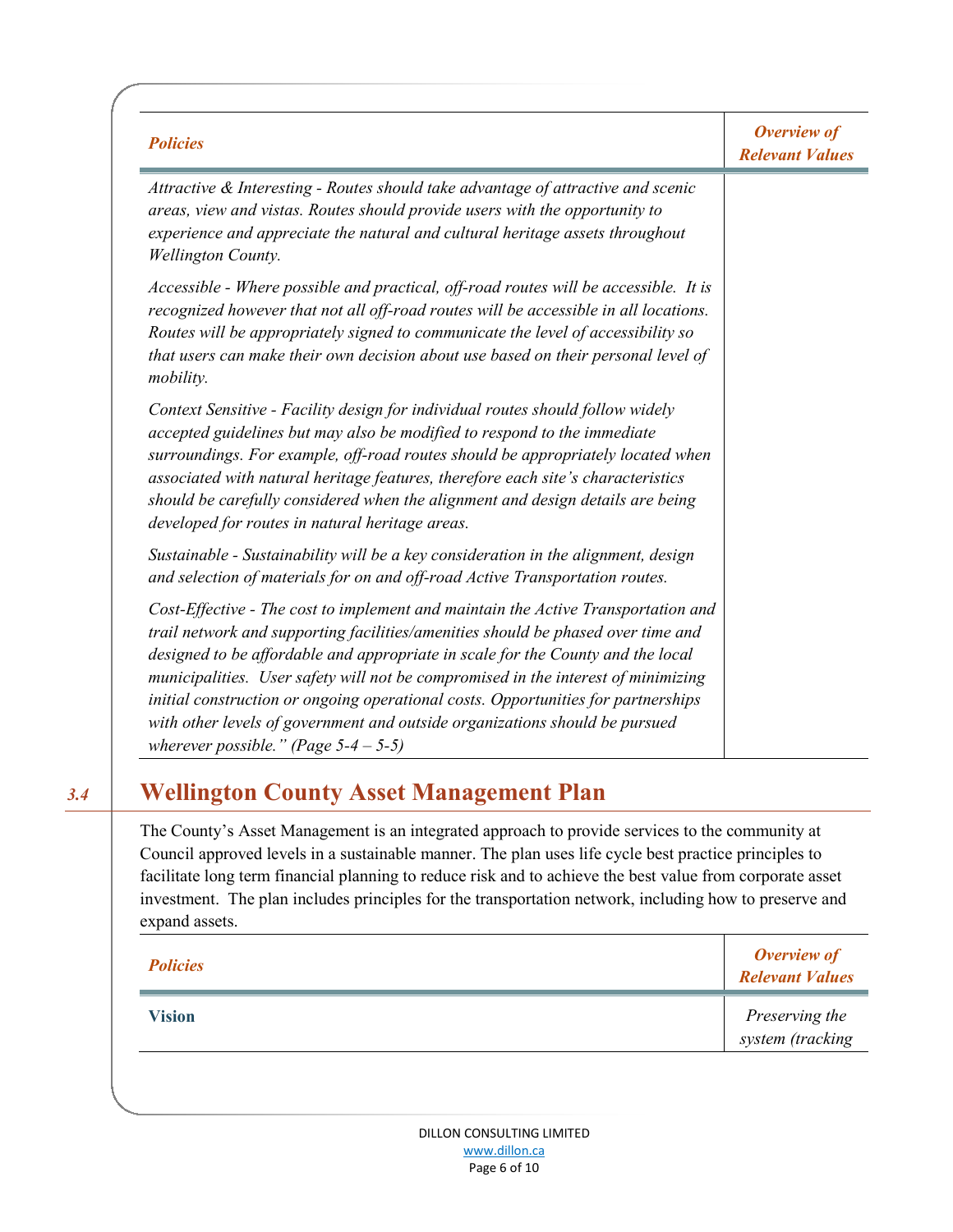| *Policies* | *Overview of Relevant Values* |
|---|---|
| *Attractive & Interesting - Routes should take advantage of attractive and scenic areas, view and vistas. Routes should provide users with the opportunity to experience and appreciate the natural and cultural heritage assets throughout Wellington County.*<br><br>*Accessible - Where possible and practical, off-road routes will be accessible. It is recognized however that not all off-road routes will be accessible in all locations. Routes will be appropriately signed to communicate the level of accessibility so that users can make their own decision about use based on their personal level of mobility.*<br><br>*Context Sensitive - Facility design for individual routes should follow widely accepted guidelines but may also be modified to respond to the immediate surroundings. For example, off-road routes should be appropriately located when associated with natural heritage features, therefore each site's characteristics should be carefully considered when the alignment and design details are being developed for routes in natural heritage areas.*<br><br>*Sustainable - Sustainability will be a key consideration in the alignment, design and selection of materials for on and off-road Active Transportation routes.*<br><br>*Cost-Effective - The cost to implement and maintain the Active Transportation and trail network and supporting facilities/amenities should be phased over time and designed to be affordable and appropriate in scale for the County and the local municipalities. User safety will not be compromised in the interest of minimizing initial construction or ongoing operational costs. Opportunities for partnerships with other levels of government and outside organizations should be pursued wherever possible." (Page 5-4 – 5-5)* | |

## 3.4 Wellington County Asset Management Plan

The County's Asset Management is an integrated approach to provide services to the community at Council approved levels in a sustainable manner. The plan uses life cycle best practice principles to facilitate long term financial planning to reduce risk and to achieve the best value from corporate asset investment. The plan includes principles for the transportation network, including how to preserve and expand assets.

| *Policies* | *Overview of Relevant Values* |
|---|---|
| **Vision** | *Preserving the system (tracking* |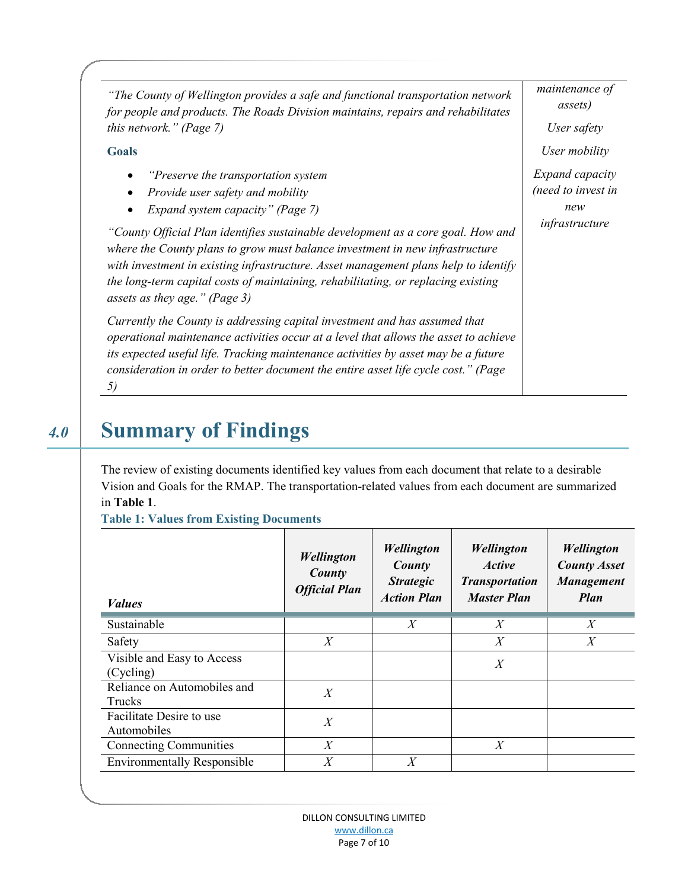| | |
|---|---|
| *"The County of Wellington provides a safe and functional transportation network for people and products. The Roads Division maintains, repairs and rehabilitates this network." (Page 7)*<br><br>**Goals**<br><br>• *"Preserve the transportation system*<br>• *Provide user safety and mobility*<br>• *Expand system capacity" (Page 7)*<br><br>*"County Official Plan identifies sustainable development as a core goal. How and where the County plans to grow must balance investment in new infrastructure with investment in existing infrastructure. Asset management plans help to identify the long-term capital costs of maintaining, rehabilitating, or replacing existing assets as they age." (Page 3)*<br><br>*Currently the County is addressing capital investment and has assumed that operational maintenance activities occur at a level that allows the asset to achieve its expected useful life. Tracking maintenance activities by asset may be a future consideration in order to better document the entire asset life cycle cost." (Page 5)* | *maintenance of assets)*<br><br>*User safety*<br><br>*User mobility*<br><br>*Expand capacity (need to invest in new infrastructure* |

# 4.0 Summary of Findings

The review of existing documents identified key values from each document that relate to a desirable Vision and Goals for the RMAP. The transportation-related values from each document are summarized in **Table 1**.

**Table 1: Values from Existing Documents**

| *Values* | *Wellington County Official Plan* | *Wellington County Strategic Action Plan* | *Wellington Active Transportation Master Plan* | *Wellington County Asset Management Plan* |
|---|---|---|---|---|
| Sustainable | | *X* | *X* | *X* |
| Safety | *X* | | *X* | *X* |
| Visible and Easy to Access (Cycling) | | | *X* | |
| Reliance on Automobiles and Trucks | *X* | | | |
| Facilitate Desire to use Automobiles | *X* | | | |
| Connecting Communities | *X* | | *X* | |
| Environmentally Responsible | *X* | *X* | | |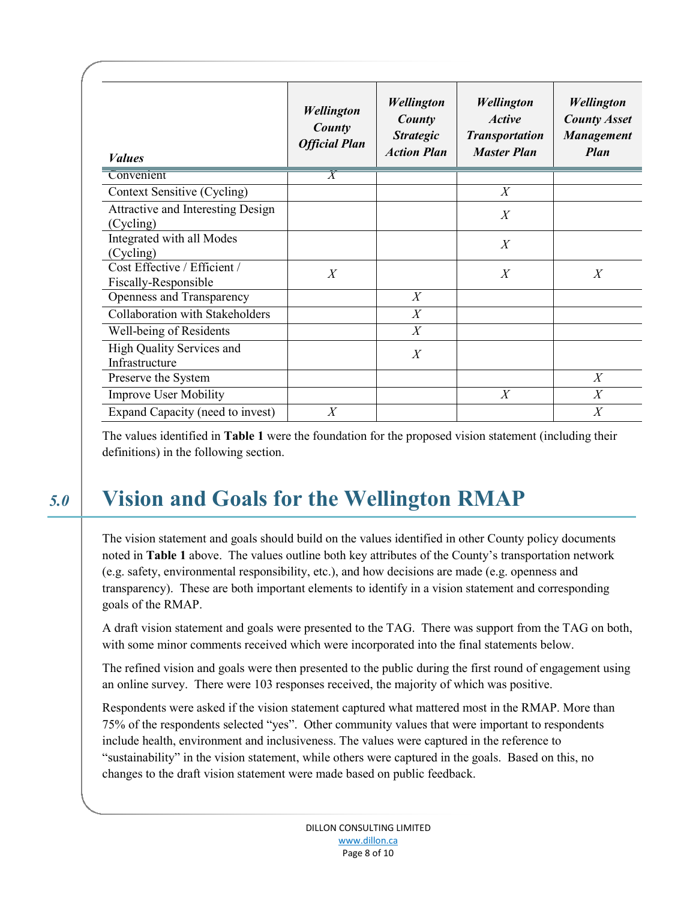| *Values* | *Wellington County Official Plan* | *Wellington County Strategic Action Plan* | *Wellington Active Transportation Master Plan* | *Wellington County Asset Management Plan* |
|---|---|---|---|---|
| Convenient | X | | | |
| Context Sensitive (Cycling) | | | X | |
| Attractive and Interesting Design (Cycling) | | | X | |
| Integrated with all Modes (Cycling) | | | X | |
| Cost Effective / Efficient / Fiscally-Responsible | X | | X | X |
| Openness and Transparency | | X | | |
| Collaboration with Stakeholders | | X | | |
| Well-being of Residents | | X | | |
| High Quality Services and Infrastructure | | X | | |
| Preserve the System | | | | X |
| Improve User Mobility | | | X | X |
| Expand Capacity (need to invest) | X | | | X |

The values identified in **Table 1** were the foundation for the proposed vision statement (including their definitions) in the following section.

# 5.0 Vision and Goals for the Wellington RMAP

The vision statement and goals should build on the values identified in other County policy documents noted in **Table 1** above. The values outline both key attributes of the County's transportation network (e.g. safety, environmental responsibility, etc.), and how decisions are made (e.g. openness and transparency). These are both important elements to identify in a vision statement and corresponding goals of the RMAP.

A draft vision statement and goals were presented to the TAG. There was support from the TAG on both, with some minor comments received which were incorporated into the final statements below.

The refined vision and goals were then presented to the public during the first round of engagement using an online survey. There were 103 responses received, the majority of which was positive.

Respondents were asked if the vision statement captured what mattered most in the RMAP. More than 75% of the respondents selected "yes". Other community values that were important to respondents include health, environment and inclusiveness. The values were captured in the reference to "sustainability" in the vision statement, while others were captured in the goals. Based on this, no changes to the draft vision statement were made based on public feedback.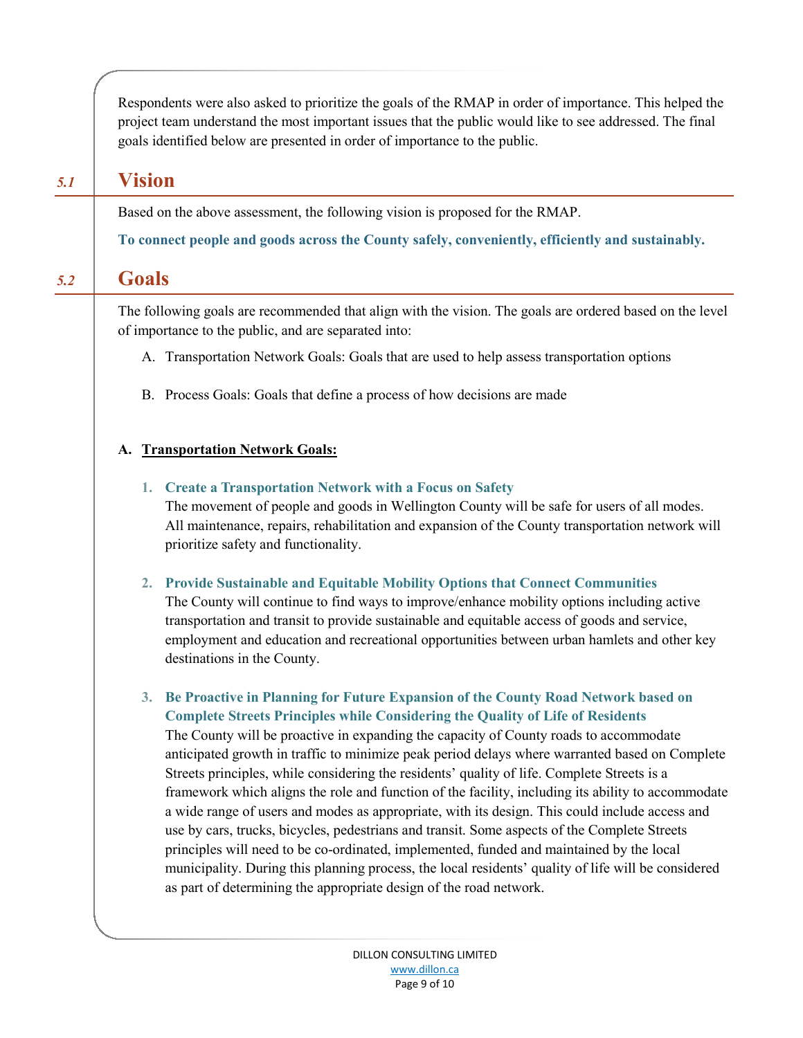Respondents were also asked to prioritize the goals of the RMAP in order of importance. This helped the project team understand the most important issues that the public would like to see addressed. The final goals identified below are presented in order of importance to the public.

## 5.1 Vision

Based on the above assessment, the following vision is proposed for the RMAP.

**To connect people and goods across the County safely, conveniently, efficiently and sustainably.**

## 5.2 Goals

The following goals are recommended that align with the vision. The goals are ordered based on the level of importance to the public, and are separated into:

A. Transportation Network Goals: Goals that are used to help assess transportation options

B. Process Goals: Goals that define a process of how decisions are made

**A. Transportation Network Goals:**

1. **Create a Transportation Network with a Focus on Safety**
   The movement of people and goods in Wellington County will be safe for users of all modes. All maintenance, repairs, rehabilitation and expansion of the County transportation network will prioritize safety and functionality.

2. **Provide Sustainable and Equitable Mobility Options that Connect Communities**
   The County will continue to find ways to improve/enhance mobility options including active transportation and transit to provide sustainable and equitable access of goods and service, employment and education and recreational opportunities between urban hamlets and other key destinations in the County.

3. **Be Proactive in Planning for Future Expansion of the County Road Network based on Complete Streets Principles while Considering the Quality of Life of Residents**
   The County will be proactive in expanding the capacity of County roads to accommodate anticipated growth in traffic to minimize peak period delays where warranted based on Complete Streets principles, while considering the residents' quality of life. Complete Streets is a framework which aligns the role and function of the facility, including its ability to accommodate a wide range of users and modes as appropriate, with its design. This could include access and use by cars, trucks, bicycles, pedestrians and transit. Some aspects of the Complete Streets principles will need to be co-ordinated, implemented, funded and maintained by the local municipality. During this planning process, the local residents' quality of life will be considered as part of determining the appropriate design of the road network.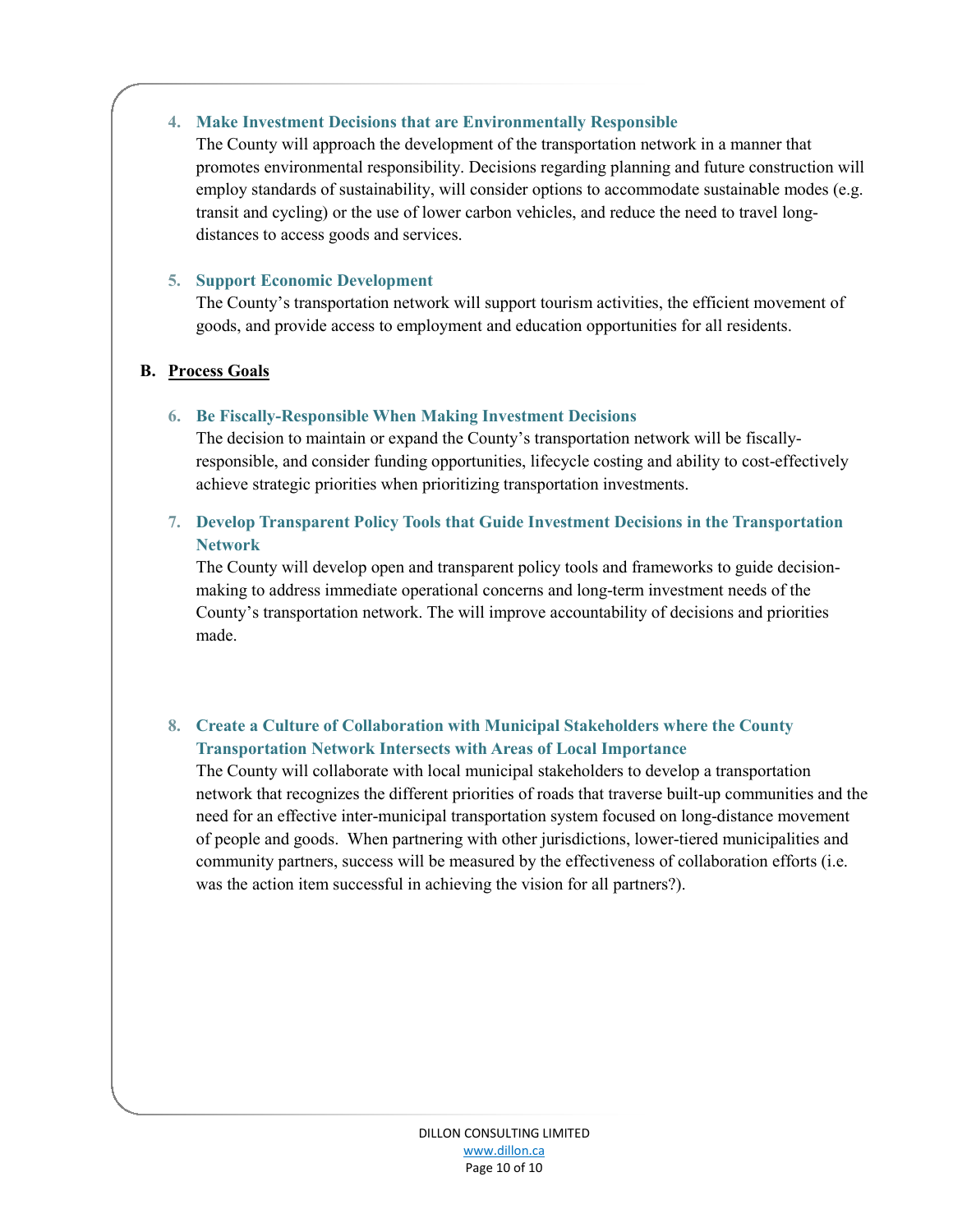4. **Make Investment Decisions that are Environmentally Responsible**

   The County will approach the development of the transportation network in a manner that promotes environmental responsibility. Decisions regarding planning and future construction will employ standards of sustainability, will consider options to accommodate sustainable modes (e.g. transit and cycling) or the use of lower carbon vehicles, and reduce the need to travel long-distances to access goods and services.

5. **Support Economic Development**

   The County's transportation network will support tourism activities, the efficient movement of goods, and provide access to employment and education opportunities for all residents.

**B. Process Goals**

6. **Be Fiscally-Responsible When Making Investment Decisions**

   The decision to maintain or expand the County's transportation network will be fiscally-responsible, and consider funding opportunities, lifecycle costing and ability to cost-effectively achieve strategic priorities when prioritizing transportation investments.

7. **Develop Transparent Policy Tools that Guide Investment Decisions in the Transportation Network**

   The County will develop open and transparent policy tools and frameworks to guide decision-making to address immediate operational concerns and long-term investment needs of the County's transportation network. The will improve accountability of decisions and priorities made.

8. **Create a Culture of Collaboration with Municipal Stakeholders where the County Transportation Network Intersects with Areas of Local Importance**

   The County will collaborate with local municipal stakeholders to develop a transportation network that recognizes the different priorities of roads that traverse built-up communities and the need for an effective inter-municipal transportation system focused on long-distance movement of people and goods. When partnering with other jurisdictions, lower-tiered municipalities and community partners, success will be measured by the effectiveness of collaboration efforts (i.e. was the action item successful in achieving the vision for all partners?).